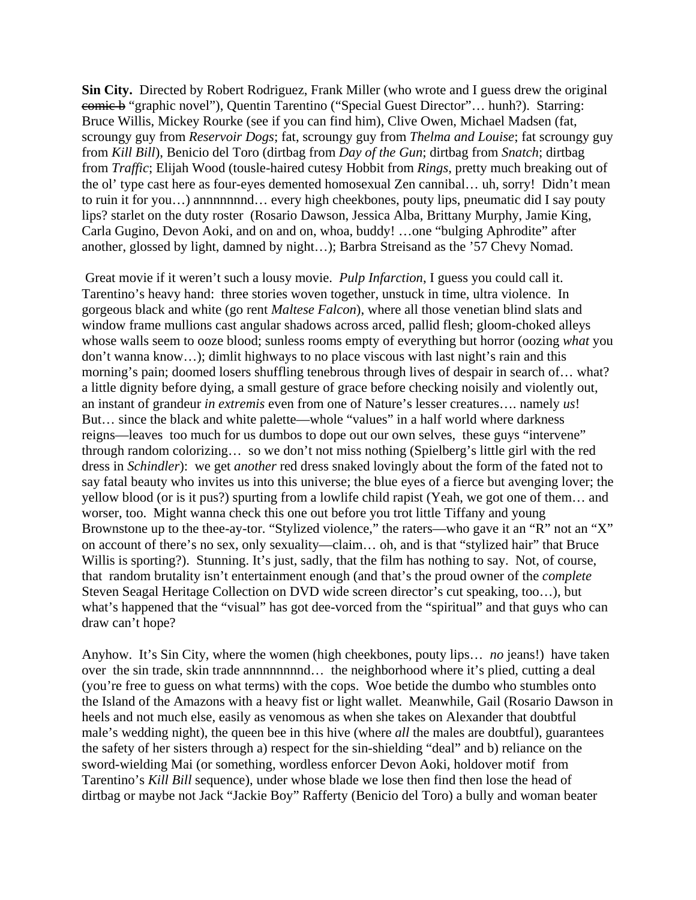**Sin City.** Directed by Robert Rodriguez, Frank Miller (who wrote and I guess drew the original ~~comic b~~ "graphic novel"), Quentin Tarentino ("Special Guest Director"… hunh?). Starring: Bruce Willis, Mickey Rourke (see if you can find him), Clive Owen, Michael Madsen (fat, scroungy guy from *Reservoir Dogs*; fat, scroungy guy from *Thelma and Louise*; fat scroungy guy from *Kill Bill*), Benicio del Toro (dirtbag from *Day of the Gun*; dirtbag from *Snatch*; dirtbag from *Traffic*; Elijah Wood (tousle-haired cutesy Hobbit from *Rings*, pretty much breaking out of the ol' type cast here as four-eyes demented homosexual Zen cannibal… uh, sorry! Didn't mean to ruin it for you…) annnnnnnd… every high cheekbones, pouty lips, pneumatic did I say pouty lips? starlet on the duty roster (Rosario Dawson, Jessica Alba, Brittany Murphy, Jamie King, Carla Gugino, Devon Aoki, and on and on, whoa, buddy! …one "bulging Aphrodite" after another, glossed by light, damned by night…); Barbra Streisand as the '57 Chevy Nomad.

Great movie if it weren't such a lousy movie. *Pulp Infarction*, I guess you could call it. Tarentino's heavy hand: three stories woven together, unstuck in time, ultra violence. In gorgeous black and white (go rent *Maltese Falcon*), where all those venetian blind slats and window frame mullions cast angular shadows across arced, pallid flesh; gloom-choked alleys whose walls seem to ooze blood; sunless rooms empty of everything but horror (oozing *what* you don't wanna know…); dimlit highways to no place viscous with last night's rain and this morning's pain; doomed losers shuffling tenebrous through lives of despair in search of… what? a little dignity before dying, a small gesture of grace before checking noisily and violently out, an instant of grandeur *in extremis* even from one of Nature's lesser creatures…. namely *us*! But… since the black and white palette—whole "values" in a half world where darkness reigns—leaves too much for us dumbos to dope out our own selves, these guys "intervene" through random colorizing… so we don't not miss nothing (Spielberg's little girl with the red dress in *Schindler*): we get *another* red dress snaked lovingly about the form of the fated not to say fatal beauty who invites us into this universe; the blue eyes of a fierce but avenging lover; the yellow blood (or is it pus?) spurting from a lowlife child rapist (Yeah, we got one of them… and worser, too. Might wanna check this one out before you trot little Tiffany and young Brownstone up to the thee-ay-tor. "Stylized violence," the raters—who gave it an "R" not an "X" on account of there's no sex, only sexuality—claim… oh, and is that "stylized hair" that Bruce Willis is sporting?). Stunning. It's just, sadly, that the film has nothing to say. Not, of course, that random brutality isn't entertainment enough (and that's the proud owner of the *complete* Steven Seagal Heritage Collection on DVD wide screen director's cut speaking, too…), but what's happened that the "visual" has got dee-vorced from the "spiritual" and that guys who can draw can't hope?

Anyhow. It's Sin City, where the women (high cheekbones, pouty lips… *no* jeans!) have taken over the sin trade, skin trade annnnnnnnd… the neighborhood where it's plied, cutting a deal (you're free to guess on what terms) with the cops. Woe betide the dumbo who stumbles onto the Island of the Amazons with a heavy fist or light wallet. Meanwhile, Gail (Rosario Dawson in heels and not much else, easily as venomous as when she takes on Alexander that doubtful male's wedding night), the queen bee in this hive (where *all* the males are doubtful), guarantees the safety of her sisters through a) respect for the sin-shielding "deal" and b) reliance on the sword-wielding Mai (or something, wordless enforcer Devon Aoki, holdover motif from Tarentino's *Kill Bill* sequence), under whose blade we lose then find then lose the head of dirtbag or maybe not Jack "Jackie Boy" Rafferty (Benicio del Toro) a bully and woman beater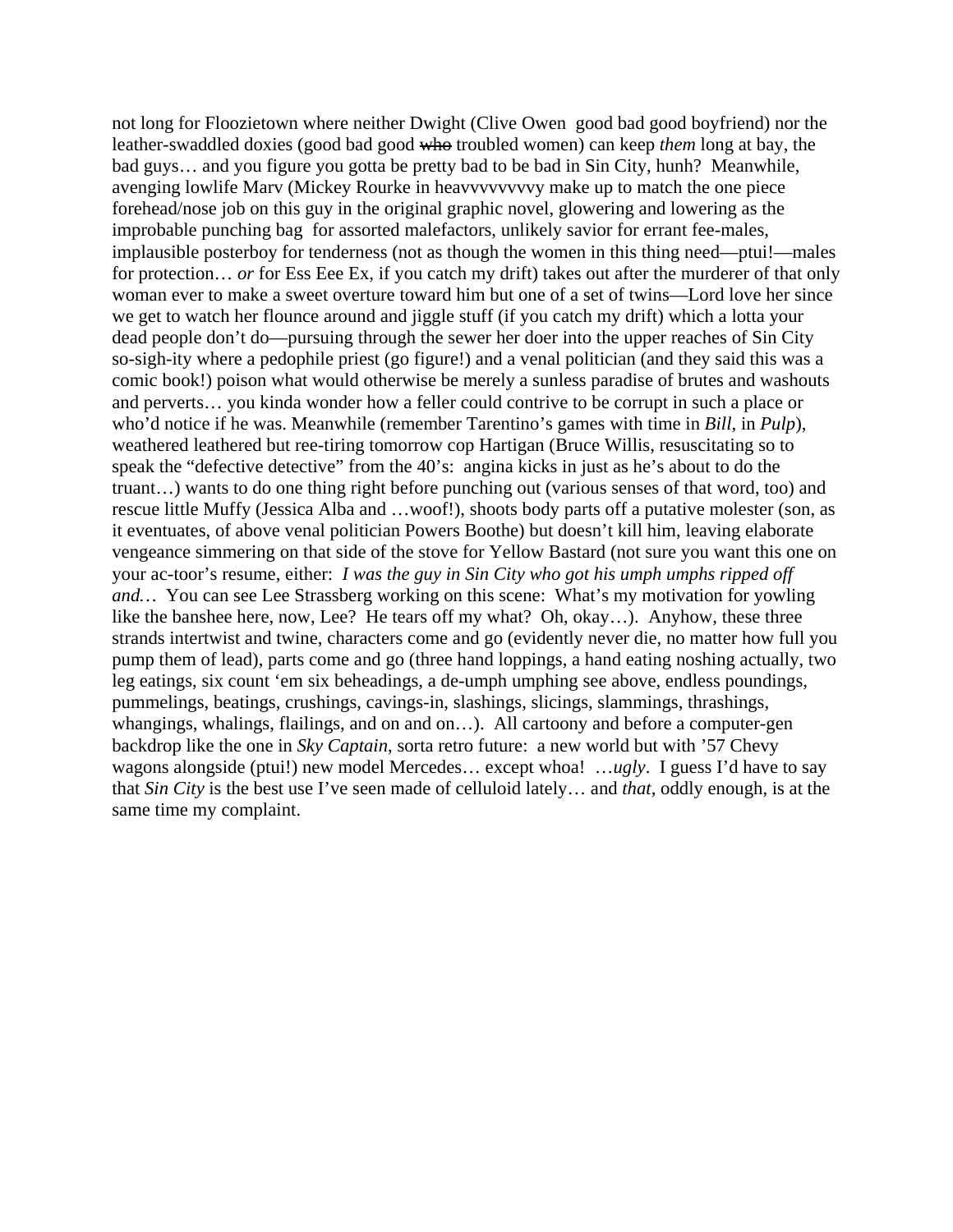not long for Floozietown where neither Dwight (Clive Owen  good bad good boyfriend) nor the leather-swaddled doxies (good bad good ~~who~~ troubled women) can keep *them* long at bay, the bad guys… and you figure you gotta be pretty bad to be bad in Sin City, hunh?  Meanwhile, avenging lowlife Marv (Mickey Rourke in heavvvvvvvvy make up to match the one piece forehead/nose job on this guy in the original graphic novel, glowering and lowering as the improbable punching bag  for assorted malefactors, unlikely savior for errant fee-males, implausible posterboy for tenderness (not as though the women in this thing need—ptui!—males for protection… *or* for Ess Eee Ex, if you catch my drift) takes out after the murderer of that only woman ever to make a sweet overture toward him but one of a set of twins—Lord love her since we get to watch her flounce around and jiggle stuff (if you catch my drift) which a lotta your dead people don't do—pursuing through the sewer her doer into the upper reaches of Sin City so-sigh-ity where a pedophile priest (go figure!) and a venal politician (and they said this was a comic book!) poison what would otherwise be merely a sunless paradise of brutes and washouts and perverts… you kinda wonder how a feller could contrive to be corrupt in such a place or who'd notice if he was. Meanwhile (remember Tarentino's games with time in *Bill*, in *Pulp*), weathered leathered but ree-tiring tomorrow cop Hartigan (Bruce Willis, resuscitating so to speak the "defective detective" from the 40's:  angina kicks in just as he's about to do the truant…) wants to do one thing right before punching out (various senses of that word, too) and rescue little Muffy (Jessica Alba and …woof!), shoots body parts off a putative molester (son, as it eventuates, of above venal politician Powers Boothe) but doesn't kill him, leaving elaborate vengeance simmering on that side of the stove for Yellow Bastard (not sure you want this one on your ac-toor's resume, either:  *I was the guy in Sin City who got his umph umphs ripped off and…*  You can see Lee Strassberg working on this scene:  What's my motivation for yowling like the banshee here, now, Lee?  He tears off my what?  Oh, okay…).  Anyhow, these three strands intertwist and twine, characters come and go (evidently never die, no matter how full you pump them of lead), parts come and go (three hand loppings, a hand eating noshing actually, two leg eatings, six count 'em six beheadings, a de-umph umphing see above, endless poundings, pummelings, beatings, crushings, cavings-in, slashings, slicings, slammings, thrashings, whangings, whalings, flailings, and on and on…).  All cartoony and before a computer-gen backdrop like the one in *Sky Captain*, sorta retro future:  a new world but with '57 Chevy wagons alongside (ptui!) new model Mercedes… except whoa!  …*ugly*.  I guess I'd have to say that *Sin City* is the best use I've seen made of celluloid lately… and *that*, oddly enough, is at the same time my complaint.